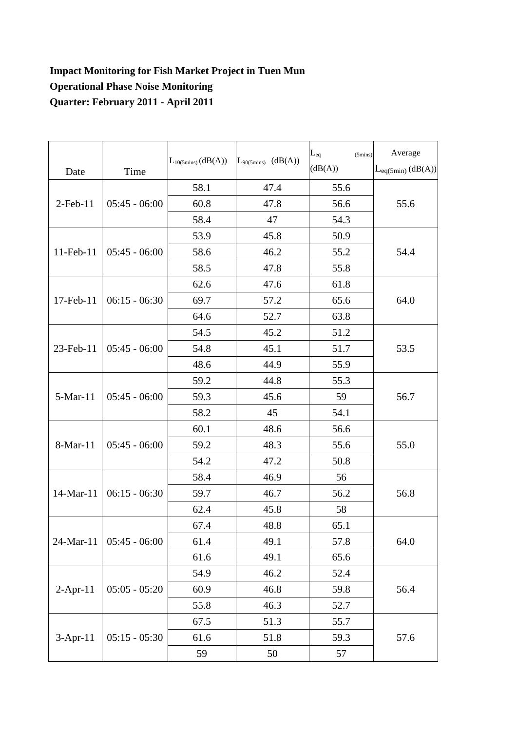**Impact Monitoring for Fish Market Project in Tuen Mun**

**Operational Phase Noise Monitoring**

**Quarter: February 2011 - April 2011**

| Date | Time | $L_{10(5mins)}$ (dB(A)) | $L_{90(5mins)}$ (dB(A)) | $L_{eq}$ $_{(5mins)}$ (dB(A)) | Average $L_{eq(5min)}$ (dB(A)) |
|---|---|---|---|---|---|
| 2-Feb-11 | 05:45 - 06:00 | 58.1 | 47.4 | 55.6 | 55.6 |
| | | 60.8 | 47.8 | 56.6 | |
| | | 58.4 | 47 | 54.3 | |
| 11-Feb-11 | 05:45 - 06:00 | 53.9 | 45.8 | 50.9 | 54.4 |
| | | 58.6 | 46.2 | 55.2 | |
| | | 58.5 | 47.8 | 55.8 | |
| 17-Feb-11 | 06:15 - 06:30 | 62.6 | 47.6 | 61.8 | 64.0 |
| | | 69.7 | 57.2 | 65.6 | |
| | | 64.6 | 52.7 | 63.8 | |
| 23-Feb-11 | 05:45 - 06:00 | 54.5 | 45.2 | 51.2 | 53.5 |
| | | 54.8 | 45.1 | 51.7 | |
| | | 48.6 | 44.9 | 55.9 | |
| 5-Mar-11 | 05:45 - 06:00 | 59.2 | 44.8 | 55.3 | 56.7 |
| | | 59.3 | 45.6 | 59 | |
| | | 58.2 | 45 | 54.1 | |
| 8-Mar-11 | 05:45 - 06:00 | 60.1 | 48.6 | 56.6 | 55.0 |
| | | 59.2 | 48.3 | 55.6 | |
| | | 54.2 | 47.2 | 50.8 | |
| 14-Mar-11 | 06:15 - 06:30 | 58.4 | 46.9 | 56 | 56.8 |
| | | 59.7 | 46.7 | 56.2 | |
| | | 62.4 | 45.8 | 58 | |
| 24-Mar-11 | 05:45 - 06:00 | 67.4 | 48.8 | 65.1 | 64.0 |
| | | 61.4 | 49.1 | 57.8 | |
| | | 61.6 | 49.1 | 65.6 | |
| 2-Apr-11 | 05:05 - 05:20 | 54.9 | 46.2 | 52.4 | 56.4 |
| | | 60.9 | 46.8 | 59.8 | |
| | | 55.8 | 46.3 | 52.7 | |
| 3-Apr-11 | 05:15 - 05:30 | 67.5 | 51.3 | 55.7 | 57.6 |
| | | 61.6 | 51.8 | 59.3 | |
| | | 59 | 50 | 57 | |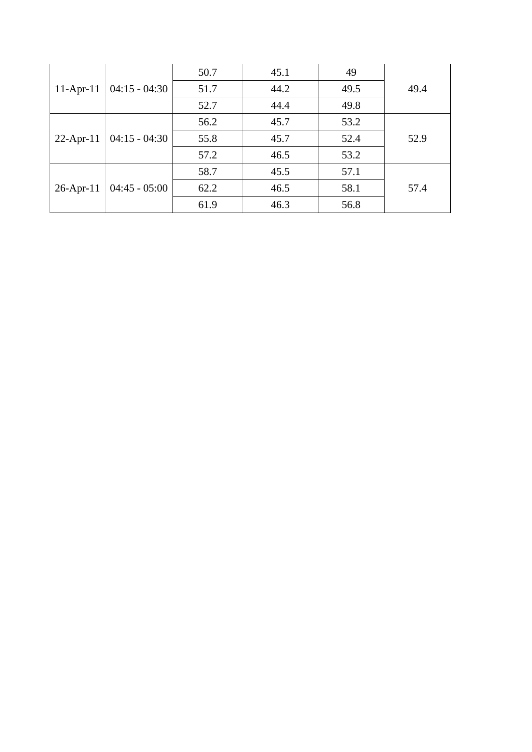| | | | | | |
|---|---|---|---|---|---|
| 11-Apr-11 | 04:15 - 04:30 | 50.7 | 45.1 | 49 | 49.4 |
| | | 51.7 | 44.2 | 49.5 | |
| | | 52.7 | 44.4 | 49.8 | |
| 22-Apr-11 | 04:15 - 04:30 | 56.2 | 45.7 | 53.2 | 52.9 |
| | | 55.8 | 45.7 | 52.4 | |
| | | 57.2 | 46.5 | 53.2 | |
| 26-Apr-11 | 04:45 - 05:00 | 58.7 | 45.5 | 57.1 | 57.4 |
| | | 62.2 | 46.5 | 58.1 | |
| | | 61.9 | 46.3 | 56.8 | |